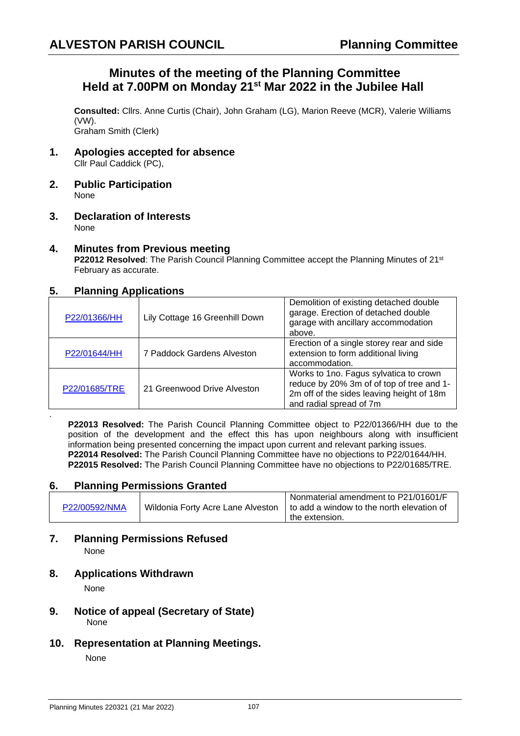**ALVESTON PARISH COUNCIL** **Planning Committee**

# Minutes of the meeting of the Planning Committee Held at 7.00PM on Monday 21st Mar 2022 in the Jubilee Hall

**Consulted:** Cllrs. Anne Curtis (Chair), John Graham (LG), Marion Reeve (MCR), Valerie Williams (VW).
Graham Smith (Clerk)

## 1. Apologies accepted for absence

Cllr Paul Caddick (PC),

## 2. Public Participation

None

## 3. Declaration of Interests

None

## 4. Minutes from Previous meeting

**P22012 Resolved**: The Parish Council Planning Committee accept the Planning Minutes of 21st February as accurate.

## 5. Planning Applications

| | | |
|---|---|---|
| P22/01366/HH | Lily Cottage 16 Greenhill Down | Demolition of existing detached double garage. Erection of detached double garage with ancillary accommodation above. |
| P22/01644/HH | 7 Paddock Gardens Alveston | Erection of a single storey rear and side extension to form additional living accommodation. |
| P22/01685/TRE | 21 Greenwood Drive Alveston | Works to 1no. Fagus sylvatica to crown reduce by 20% 3m of of top of tree and 1-2m off of the sides leaving height of 18m and radial spread of 7m |

**P22013 Resolved:** The Parish Council Planning Committee object to P22/01366/HH due to the position of the development and the effect this has upon neighbours along with insufficient information being presented concerning the impact upon current and relevant parking issues.
**P22014 Resolved:** The Parish Council Planning Committee have no objections to P22/01644/HH.
**P22015 Resolved:** The Parish Council Planning Committee have no objections to P22/01685/TRE.

## 6. Planning Permissions Granted

| | | |
|---|---|---|
| P22/00592/NMA | Wildonia Forty Acre Lane Alveston | Nonmaterial amendment to P21/01601/F to add a window to the north elevation of the extension. |

## 7. Planning Permissions Refused

None

## 8. Applications Withdrawn

None

## 9. Notice of appeal (Secretary of State)

None

## 10. Representation at Planning Meetings.

None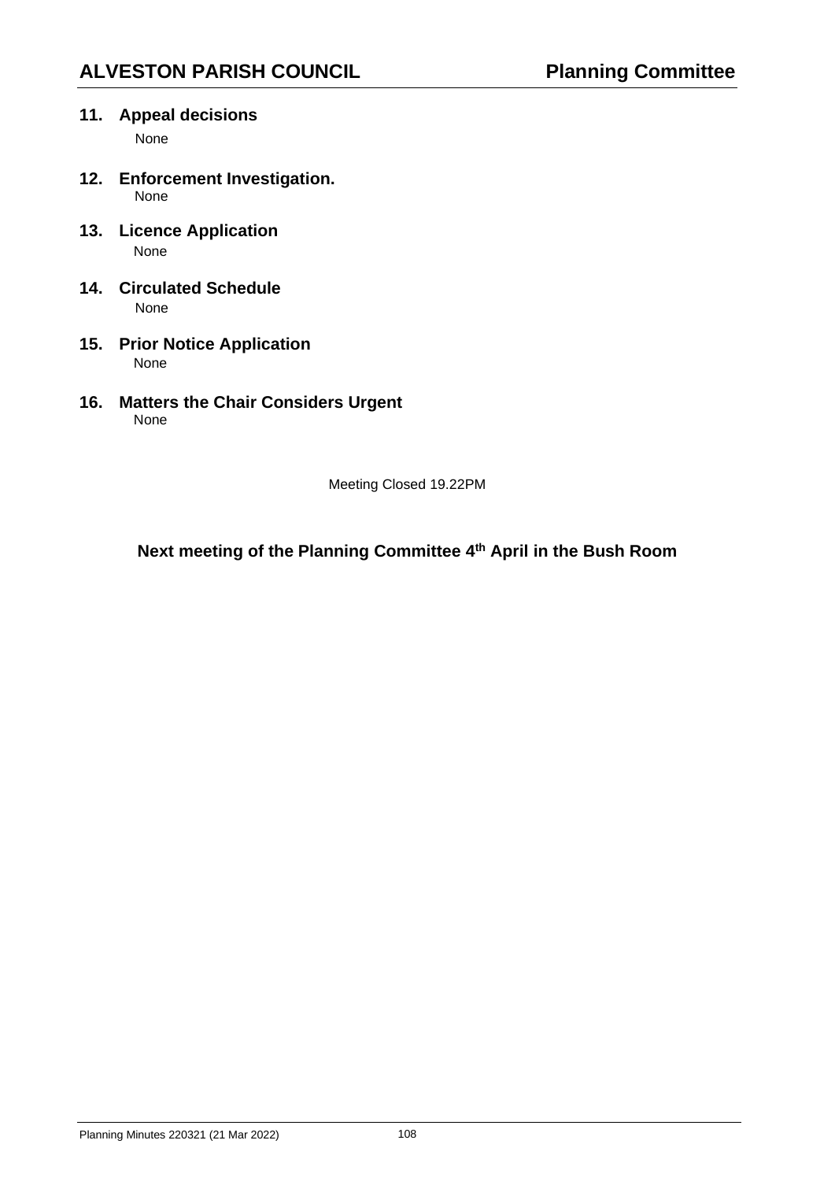## 11. Appeal decisions

None

## 12. Enforcement Investigation.

None

## 13. Licence Application

None

## 14. Circulated Schedule

None

## 15. Prior Notice Application

None

## 16. Matters the Chair Considers Urgent

None

Meeting Closed 19.22PM

**Next meeting of the Planning Committee 4th April in the Bush Room**